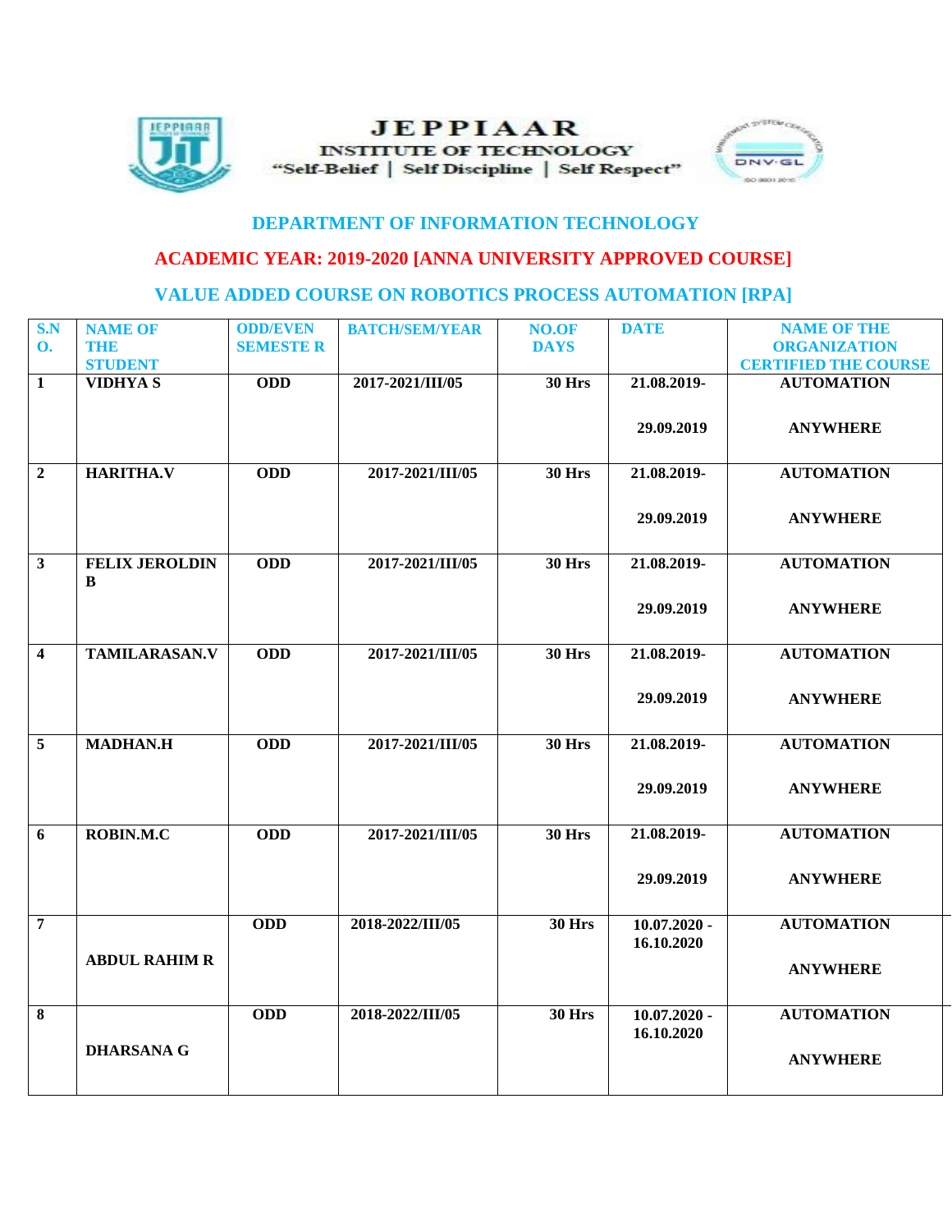# JEPPIAAR

INSTITUTE OF TECHNOLOGY

"Self-Belief | Self Discipline | Self Respect"

## DEPARTMENT OF INFORMATION TECHNOLOGY

## ACADEMIC YEAR: 2019-2020 [ANNA UNIVERSITY APPROVED COURSE]

## VALUE ADDED COURSE ON ROBOTICS PROCESS AUTOMATION [RPA]

| S.NO. | NAME OF THE STUDENT | ODD/EVEN SEMESTER | BATCH/SEM/YEAR | NO.OF DAYS | DATE | NAME OF THE ORGANIZATION CERTIFIED THE COURSE |
|---|---|---|---|---|---|---|
| 1 | VIDHYA S | ODD | 2017-2021/III/05 | 30 Hrs | 21.08.2019- 29.09.2019 | AUTOMATION ANYWHERE |
| 2 | HARITHA.V | ODD | 2017-2021/III/05 | 30 Hrs | 21.08.2019- 29.09.2019 | AUTOMATION ANYWHERE |
| 3 | FELIX JEROLDIN B | ODD | 2017-2021/III/05 | 30 Hrs | 21.08.2019- 29.09.2019 | AUTOMATION ANYWHERE |
| 4 | TAMILARASAN.V | ODD | 2017-2021/III/05 | 30 Hrs | 21.08.2019- 29.09.2019 | AUTOMATION ANYWHERE |
| 5 | MADHAN.H | ODD | 2017-2021/III/05 | 30 Hrs | 21.08.2019- 29.09.2019 | AUTOMATION ANYWHERE |
| 6 | ROBIN.M.C | ODD | 2017-2021/III/05 | 30 Hrs | 21.08.2019- 29.09.2019 | AUTOMATION ANYWHERE |
| 7 | ABDUL RAHIM R | ODD | 2018-2022/III/05 | 30 Hrs | 10.07.2020 - 16.10.2020 | AUTOMATION ANYWHERE |
| 8 | DHARSANA G | ODD | 2018-2022/III/05 | 30 Hrs | 10.07.2020 - 16.10.2020 | AUTOMATION ANYWHERE |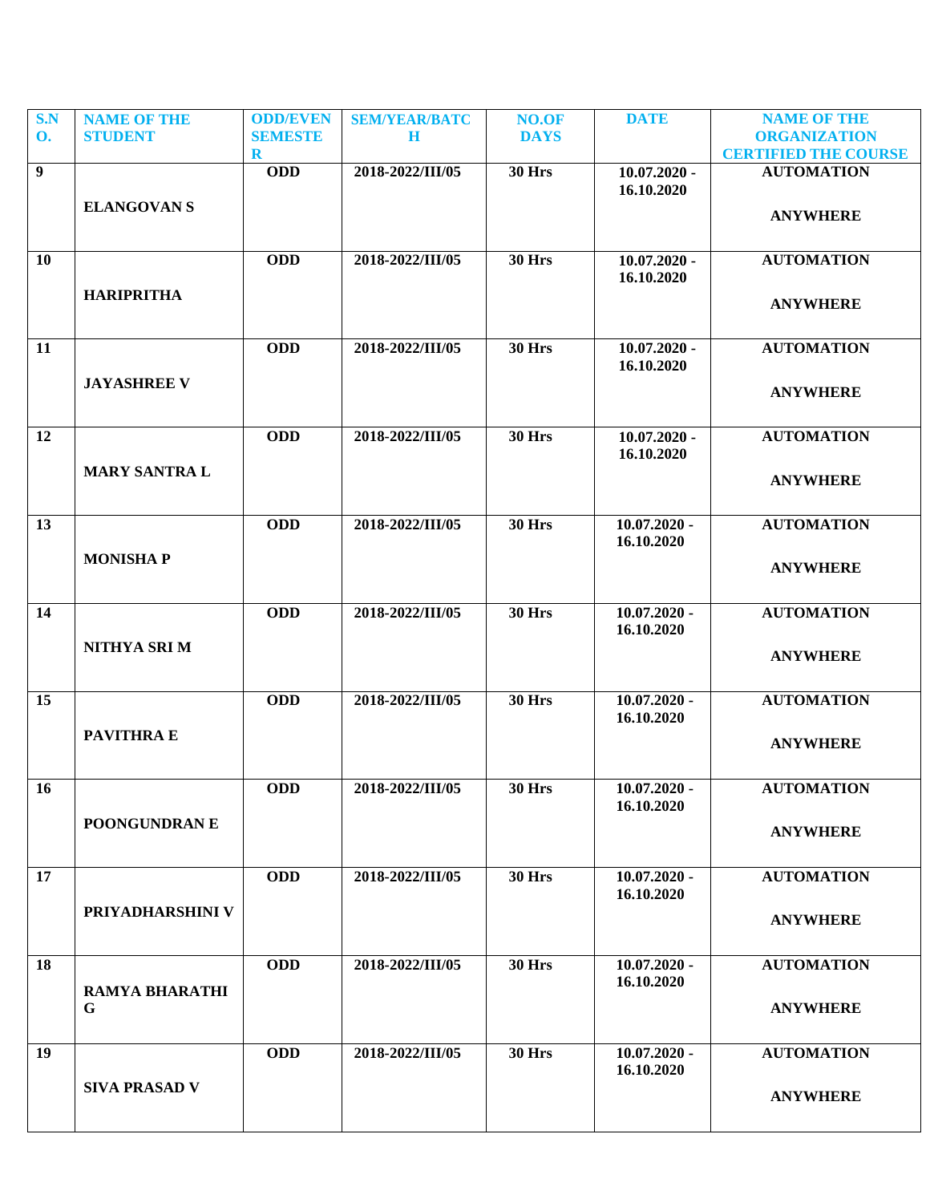| S.NO. | NAME OF THE STUDENT | ODD/EVEN SEMESTER | SEM/YEAR/BATCH | NO.OF DAYS | DATE | NAME OF THE ORGANIZATION CERTIFIED THE COURSE |
|---|---|---|---|---|---|---|
| **9** | **ELANGOVAN S** | **ODD** | **2018-2022/III/05** | **30 Hrs** | **10.07.2020 - 16.10.2020** | **AUTOMATION ANYWHERE** |
| **10** | **HARIPRITHA** | **ODD** | **2018-2022/III/05** | **30 Hrs** | **10.07.2020 - 16.10.2020** | **AUTOMATION ANYWHERE** |
| **11** | **JAYASHREE V** | **ODD** | **2018-2022/III/05** | **30 Hrs** | **10.07.2020 - 16.10.2020** | **AUTOMATION ANYWHERE** |
| **12** | **MARY SANTRA L** | **ODD** | **2018-2022/III/05** | **30 Hrs** | **10.07.2020 - 16.10.2020** | **AUTOMATION ANYWHERE** |
| **13** | **MONISHA P** | **ODD** | **2018-2022/III/05** | **30 Hrs** | **10.07.2020 - 16.10.2020** | **AUTOMATION ANYWHERE** |
| **14** | **NITHYA SRI M** | **ODD** | **2018-2022/III/05** | **30 Hrs** | **10.07.2020 - 16.10.2020** | **AUTOMATION ANYWHERE** |
| **15** | **PAVITHRA E** | **ODD** | **2018-2022/III/05** | **30 Hrs** | **10.07.2020 - 16.10.2020** | **AUTOMATION ANYWHERE** |
| **16** | **POONGUNDRAN E** | **ODD** | **2018-2022/III/05** | **30 Hrs** | **10.07.2020 - 16.10.2020** | **AUTOMATION ANYWHERE** |
| **17** | **PRIYADHARSHINI V** | **ODD** | **2018-2022/III/05** | **30 Hrs** | **10.07.2020 - 16.10.2020** | **AUTOMATION ANYWHERE** |
| **18** | **RAMYA BHARATHI G** | **ODD** | **2018-2022/III/05** | **30 Hrs** | **10.07.2020 - 16.10.2020** | **AUTOMATION ANYWHERE** |
| **19** | **SIVA PRASAD V** | **ODD** | **2018-2022/III/05** | **30 Hrs** | **10.07.2020 - 16.10.2020** | **AUTOMATION ANYWHERE** |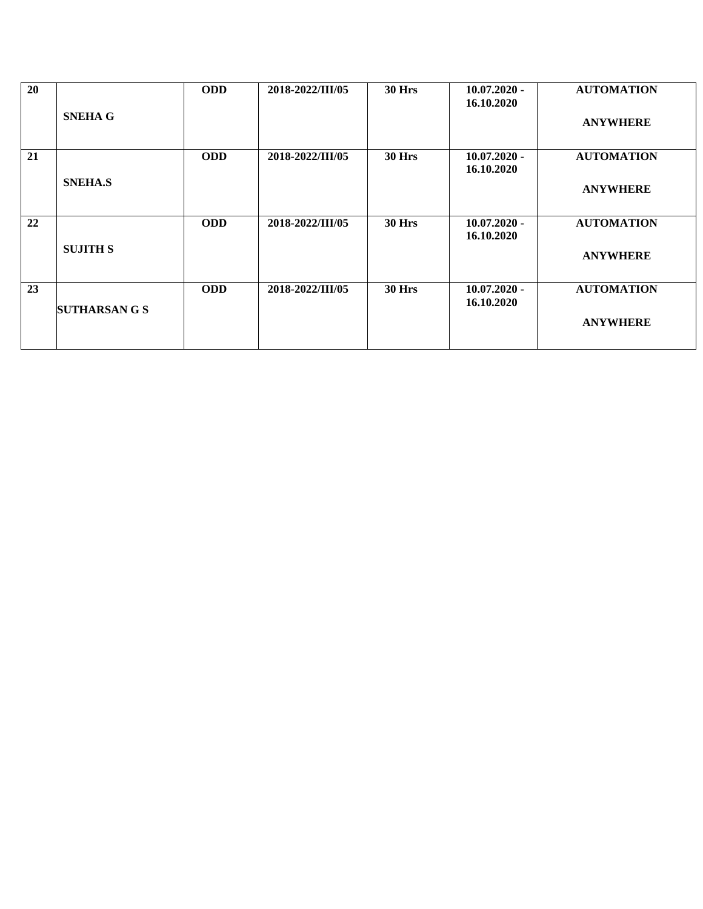| | | | | | | |
|---|---|---|---|---|---|---|
| **20** | **SNEHA G** | **ODD** | **2018-2022/III/05** | **30 Hrs** | **10.07.2020 - 16.10.2020** | **AUTOMATION ANYWHERE** |
| **21** | **SNEHA.S** | **ODD** | **2018-2022/III/05** | **30 Hrs** | **10.07.2020 - 16.10.2020** | **AUTOMATION ANYWHERE** |
| **22** | **SUJITH S** | **ODD** | **2018-2022/III/05** | **30 Hrs** | **10.07.2020 - 16.10.2020** | **AUTOMATION ANYWHERE** |
| **23** | **SUTHARSAN G S** | **ODD** | **2018-2022/III/05** | **30 Hrs** | **10.07.2020 - 16.10.2020** | **AUTOMATION ANYWHERE** |